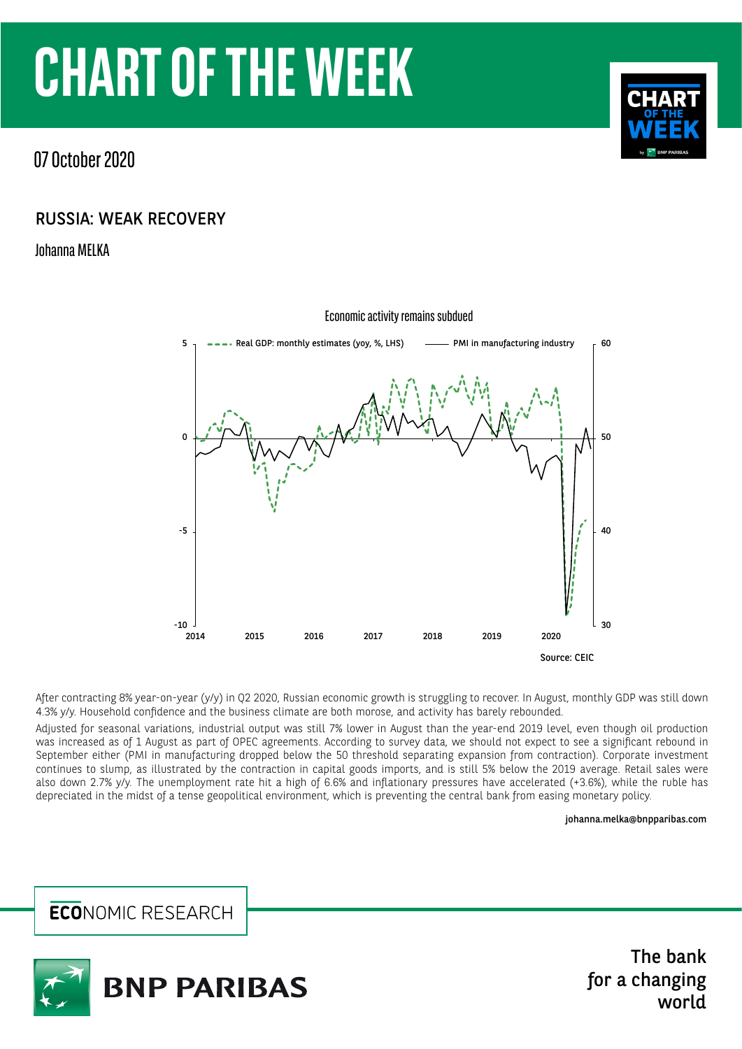# CHART OF THE WEEK

07 October 2020

## RUSSIA: WEAK RECOVERY

Johanna MELKA

Economic activity remains subdued

Real GDP: monthly estimates (yoy, %, LHS) — PMI in manufacturing industry

Source: CEIC

After contracting 8% year-on-year (y/y) in Q2 2020, Russian economic growth is struggling to recover. In August, monthly GDP was still down 4.3% y/y. Household confidence and the business climate are both morose, and activity has barely rebounded.

Adjusted for seasonal variations, industrial output was still 7% lower in August than the year-end 2019 level, even though oil production was increased as of 1 August as part of OPEC agreements. According to survey data, we should not expect to see a significant rebound in September either (PMI in manufacturing dropped below the 50 threshold separating expansion from contraction). Corporate investment continues to slump, as illustrated by the contraction in capital goods imports, and is still 5% below the 2019 average. Retail sales were also down 2.7% y/y. The unemployment rate hit a high of 6.6% and inflationary pressures have accelerated (+3.6%), while the ruble has depreciated in the midst of a tense geopolitical environment, which is preventing the central bank from easing monetary policy.

johanna.melka@bnpparibas.com

ECONOMIC RESEARCH

BNP PARIBAS

The bank for a changing world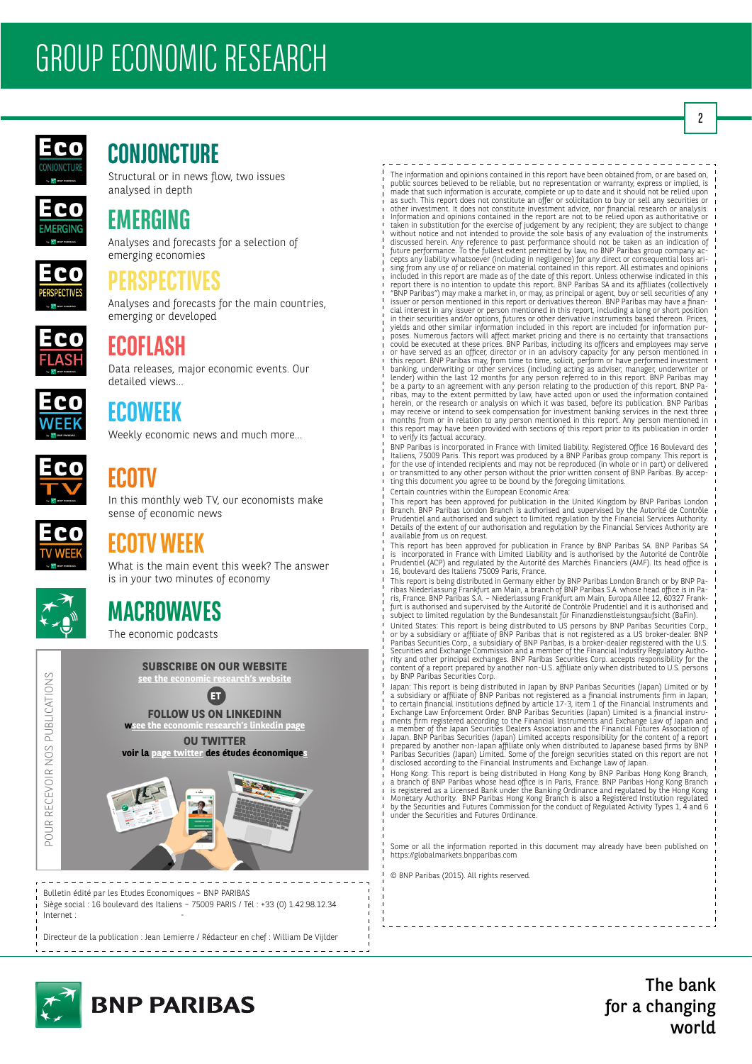# GROUP ECONOMIC RESEARCH

## CONJONCTURE

Structural or in news flow, two issues analysed in depth

## EMERGING

Analyses and forecasts for a selection of emerging economies

## PERSPECTIVES

Analyses and forecasts for the main countries, emerging or developed

## ECOFLASH

Data releases, major economic events. Our detailed views...

## ECOWEEK

Weekly economic news and much more...

## ECOTV

In this monthly web TV, our economists make sense of economic news

## ECOTV WEEK

What is the main event this week? The answer is in your two minutes of economy

## MACROWAVES

The economic podcasts

POUR RECEVOIR NOS PUBLICATIONS

**SUBSCRIBE ON OUR WEBSITE**
**see the economic research's website**

**ET**

**FOLLOW US ON LINKEDINN**
**see the economic research's linkedin page**

**OU TWITTER**
**voir la page twitter des études économiques**

Bulletin édité par les Etudes Economiques – BNP PARIBAS
Siège social : 16 boulevard des Italiens – 75009 PARIS / Tél : +33 (0) 1.42.98.12.34
Internet :

Directeur de la publication : Jean Lemierre / Rédacteur en chef : William De Vijlder

The information and opinions contained in this report have been obtained from, or are based on, public sources believed to be reliable, but no representation or warranty, express or implied, is made that such information is accurate, complete or up to date and it should not be relied upon as such. This report does not constitute an offer or solicitation to buy or sell any securities or other investment. It does not constitute investment advice, nor financial research or analysis. Information and opinions contained in the report are not to be relied upon as authoritative or taken in substitution for the exercise of judgement by any recipient; they are subject to change without notice and not intended to provide the sole basis of any evaluation of the instruments discussed herein. Any reference to past performance should not be taken as an indication of future performance. To the fullest extent permitted by law, no BNP Paribas group company accepts any liability whatsoever (including in negligence) for any direct or consequential loss arising from any use of or reliance on material contained in this report. All estimates and opinions included in this report are made as of the date of this report. Unless otherwise indicated in this report there is no intention to update this report. BNP Paribas SA and its affiliates (collectively "BNP Paribas") may make a market in, or may, as principal or agent, buy or sell securities of any issuer or person mentioned in this report or derivatives thereon. BNP Paribas may have a financial interest in any issuer or person mentioned in this report, including a long or short position in their securities and/or options, futures or other derivative instruments based thereon. Prices, yields and other similar information included in this report are included for information purposes. Numerous factors will affect market pricing and there is no certainty that transactions could be executed at these prices. BNP Paribas, including its officers and employees may serve or have served as an officer, director or in an advisory capacity for any person mentioned in this report. BNP Paribas may, from time to time, solicit, perform or have performed investment banking, underwriting or other services (including acting as adviser, manager, underwriter or lender) within the last 12 months for any person referred to in this report. BNP Paribas may be a party to an agreement with any person relating to the production of this report. BNP Paribas, may to the extent permitted by law, have acted upon or used the information contained herein, or the research or analysis on which it was based, before its publication. BNP Paribas may receive or intend to seek compensation for investment banking services in the next three months from or in relation to any person mentioned in this report. Any person mentioned in this report may have been provided with sections of this report prior to its publication in order to verify its factual accuracy.

BNP Paribas is incorporated in France with limited liability. Registered Office 16 Boulevard des Italiens, 75009 Paris. This report was produced by a BNP Paribas group company. This report is for the use of intended recipients and may not be reproduced (in whole or in part) or delivered or transmitted to any other person without the prior written consent of BNP Paribas. By accepting this document you agree to be bound by the foregoing limitations.

Certain countries within the European Economic Area:

This report has been approved for publication in the United Kingdom by BNP Paribas London Branch. BNP Paribas London Branch is authorised and supervised by the Autorité de Contrôle Prudentiel and authorised and subject to limited regulation by the Financial Services Authority. Details of the extent of our authorisation and regulation by the Financial Services Authority are available from us on request.

This report has been approved for publication in France by BNP Paribas SA. BNP Paribas SA is incorporated in France with Limited Liability and is authorised by the Autorité de Contrôle Prudentiel (ACP) and regulated by the Autorité des Marchés Financiers (AMF). Its head office is 16, boulevard des Italiens 75009 Paris, France.

This report is being distributed in Germany either by BNP Paribas London Branch or by BNP Paribas Niederlassung Frankfurt am Main, a branch of BNP Paribas S.A. whose head office is in Paris, France. BNP Paribas S.A. – Niederlassung Frankfurt am Main, Europa Allee 12, 60327 Frankfurt is authorised and supervised by the Autorité de Contrôle Prudentiel and it is authorised and subject to limited regulation by the Bundesanstalt für Finanzdienstleistungsaufsicht (BaFin).

United States: This report is being distributed to US persons by BNP Paribas Securities Corp., or by a subsidiary or affiliate of BNP Paribas that is not registered as a US broker-dealer. BNP Paribas Securities Corp., a subsidiary of BNP Paribas, is a broker-dealer registered with the U.S. Securities and Exchange Commission and a member of the Financial Industry Regulatory Authority and other principal exchanges. BNP Paribas Securities Corp. accepts responsibility for the content of a report prepared by another non-U.S. affiliate only when distributed to U.S. persons by BNP Paribas Securities Corp.

Japan: This report is being distributed in Japan by BNP Paribas Securities (Japan) Limited or by a subsidiary or affiliate of BNP Paribas not registered as a financial instruments firm in Japan, to certain financial institutions defined by article 17-3, item 1 of the Financial Instruments and Exchange Law Enforcement Order. BNP Paribas Securities (Japan) Limited is a financial instruments firm registered according to the Financial Instruments and Exchange Law of Japan and a member of the Japan Securities Dealers Association and the Financial Futures Association of Japan. BNP Paribas Securities (Japan) Limited accepts responsibility for the content of a report prepared by another non-Japan affiliate only when distributed to Japanese based firms by BNP Paribas Securities (Japan) Limited. Some of the foreign securities stated on this report are not disclosed according to the Financial Instruments and Exchange Law of Japan.

Hong Kong: This report is being distributed in Hong Kong by BNP Paribas Hong Kong Branch, a branch of BNP Paribas whose head office is in Paris, France. BNP Paribas Hong Kong Branch is registered as a Licensed Bank under the Banking Ordinance and regulated by the Hong Kong Monetary Authority. BNP Paribas Hong Kong Branch is also a Registered Institution regulated by the Securities and Futures Commission for the conduct of Regulated Activity Types 1, 4 and 6 under the Securities and Futures Ordinance.

Some or all the information reported in this document may already have been published on https://globalmarkets.bnpparibas.com

© BNP Paribas (2015). All rights reserved.

**BNP PARIBAS**

**The bank for a changing world**